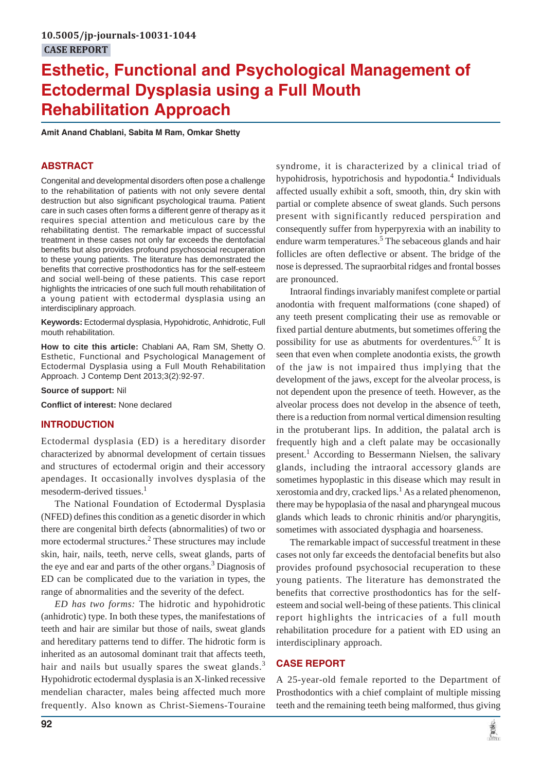10.5005/jp-journals-10031-1044

CASE REPORT

# Esthetic, Functional and Psychological Management of Ectodermal Dysplasia using a Full Mouth Rehabilitation Approach

**Amit Anand Chablani, Sabita M Ram, Omkar Shetty**

## ABSTRACT

Congenital and developmental disorders often pose a challenge to the rehabilitation of patients with not only severe dental destruction but also significant psychological trauma. Patient care in such cases often forms a different genre of therapy as it requires special attention and meticulous care by the rehabilitating dentist. The remarkable impact of successful treatment in these cases not only far exceeds the dentofacial benefits but also provides profound psychosocial recuperation to these young patients. The literature has demonstrated the benefits that corrective prosthodontics has for the self-esteem and social well-being of these patients. This case report highlights the intricacies of one such full mouth rehabilitation of a young patient with ectodermal dysplasia using an interdisciplinary approach.

**Keywords:** Ectodermal dysplasia, Hypohidrotic, Anhidrotic, Full mouth rehabilitation.

**How to cite this article:** Chablani AA, Ram SM, Shetty O. Esthetic, Functional and Psychological Management of Ectodermal Dysplasia using a Full Mouth Rehabilitation Approach. J Contemp Dent 2013;3(2):92-97.

**Source of support:** Nil

**Conflict of interest:** None declared

## INTRODUCTION

Ectodermal dysplasia (ED) is a hereditary disorder characterized by abnormal development of certain tissues and structures of ectodermal origin and their accessory apendages. It occasionally involves dysplasia of the mesoderm-derived tissues.[1]

The National Foundation of Ectodermal Dysplasia (NFED) defines this condition as a genetic disorder in which there are congenital birth defects (abnormalities) of two or more ectodermal structures.[2] These structures may include skin, hair, nails, teeth, nerve cells, sweat glands, parts of the eye and ear and parts of the other organs.[3] Diagnosis of ED can be complicated due to the variation in types, the range of abnormalities and the severity of the defect.

*ED has two forms:* The hidrotic and hypohidrotic (anhidrotic) type. In both these types, the manifestations of teeth and hair are similar but those of nails, sweat glands and hereditary patterns tend to differ. The hidrotic form is inherited as an autosomal dominant trait that affects teeth, hair and nails but usually spares the sweat glands.[3] Hypohidrotic ectodermal dysplasia is an X-linked recessive mendelian character, males being affected much more frequently. Also known as Christ-Siemens-Touraine syndrome, it is characterized by a clinical triad of hypohidrosis, hypotrichosis and hypodontia.[4] Individuals affected usually exhibit a soft, smooth, thin, dry skin with partial or complete absence of sweat glands. Such persons present with significantly reduced perspiration and consequently suffer from hyperpyrexia with an inability to endure warm temperatures.[5] The sebaceous glands and hair follicles are often deflective or absent. The bridge of the nose is depressed. The supraorbital ridges and frontal bosses are pronounced.

Intraoral findings invariably manifest complete or partial anodontia with frequent malformations (cone shaped) of any teeth present complicating their use as removable or fixed partial denture abutments, but sometimes offering the possibility for use as abutments for overdentures.[6,7] It is seen that even when complete anodontia exists, the growth of the jaw is not impaired thus implying that the development of the jaws, except for the alveolar process, is not dependent upon the presence of teeth. However, as the alveolar process does not develop in the absence of teeth, there is a reduction from normal vertical dimension resulting in the protuberant lips. In addition, the palatal arch is frequently high and a cleft palate may be occasionally present.[1] According to Bessermann Nielsen, the salivary glands, including the intraoral accessory glands are sometimes hypoplastic in this disease which may result in xerostomia and dry, cracked lips.[1] As a related phenomenon, there may be hypoplasia of the nasal and pharyngeal mucous glands which leads to chronic rhinitis and/or pharyngitis, sometimes with associated dysphagia and hoarseness.

The remarkable impact of successful treatment in these cases not only far exceeds the dentofacial benefits but also provides profound psychosocial recuperation to these young patients. The literature has demonstrated the benefits that corrective prosthodontics has for the self-esteem and social well-being of these patients. This clinical report highlights the intricacies of a full mouth rehabilitation procedure for a patient with ED using an interdisciplinary approach.

## CASE REPORT

A 25-year-old female reported to the Department of Prosthodontics with a chief complaint of multiple missing teeth and the remaining teeth being malformed, thus giving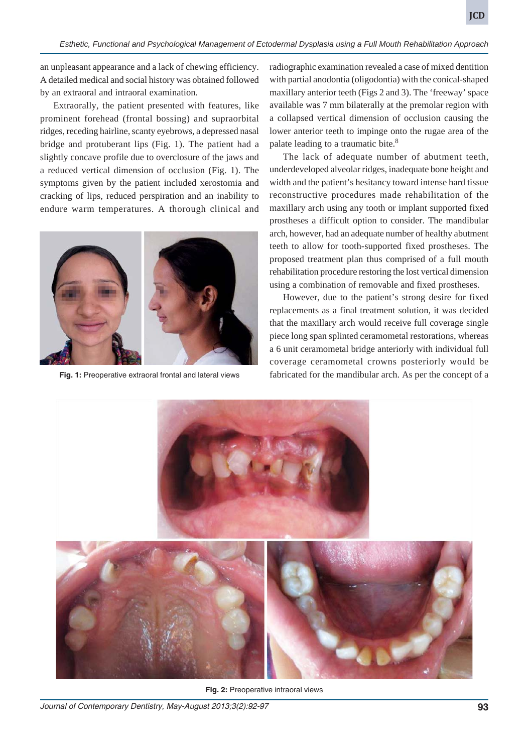an unpleasant appearance and a lack of chewing efficiency. A detailed medical and social history was obtained followed by an extraoral and intraoral examination.

Extraorally, the patient presented with features, like prominent forehead (frontal bossing) and supraorbital ridges, receding hairline, scanty eyebrows, a depressed nasal bridge and protuberant lips (Fig. 1). The patient had a slightly concave profile due to overclosure of the jaws and a reduced vertical dimension of occlusion (Fig. 1). The symptoms given by the patient included xerostomia and cracking of lips, reduced perspiration and an inability to endure warm temperatures. A thorough clinical and radiographic examination revealed a case of mixed dentition with partial anodontia (oligodontia) with the conical-shaped maxillary anterior teeth (Figs 2 and 3). The 'freeway' space available was 7 mm bilaterally at the premolar region with a collapsed vertical dimension of occlusion causing the lower anterior teeth to impinge onto the rugae area of the palate leading to a traumatic bite.[8]

**Fig. 1:** Preoperative extraoral frontal and lateral views

The lack of adequate number of abutment teeth, underdeveloped alveolar ridges, inadequate bone height and width and the patient's hesitancy toward intense hard tissue reconstructive procedures made rehabilitation of the maxillary arch using any tooth or implant supported fixed prostheses a difficult option to consider. The mandibular arch, however, had an adequate number of healthy abutment teeth to allow for tooth-supported fixed prostheses. The proposed treatment plan thus comprised of a full mouth rehabilitation procedure restoring the lost vertical dimension using a combination of removable and fixed prostheses.

However, due to the patient's strong desire for fixed replacements as a final treatment solution, it was decided that the maxillary arch would receive full coverage single piece long span splinted ceramometal restorations, whereas a 6 unit ceramometal bridge anteriorly with individual full coverage ceramometal crowns posteriorly would be fabricated for the mandibular arch. As per the concept of a

**Fig. 2:** Preoperative intraoral views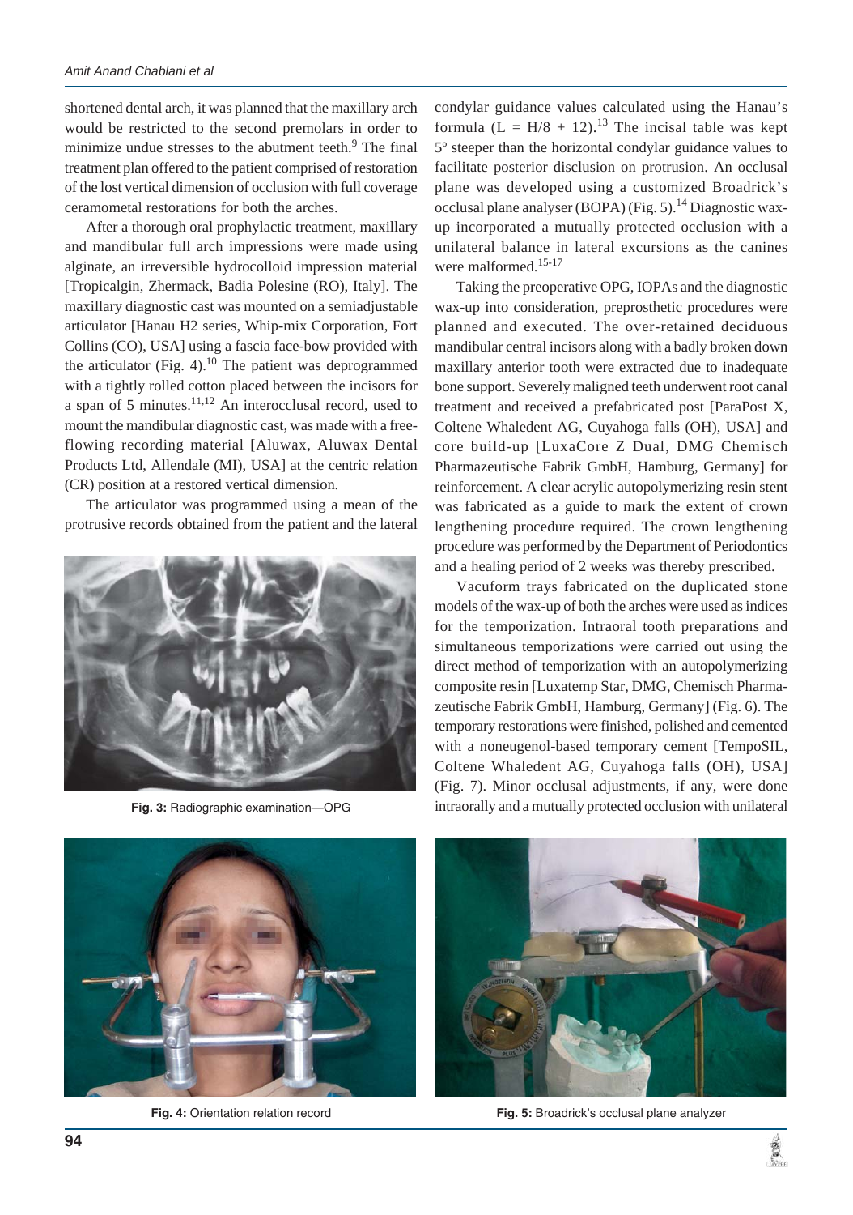shortened dental arch, it was planned that the maxillary arch would be restricted to the second premolars in order to minimize undue stresses to the abutment teeth.[9] The final treatment plan offered to the patient comprised of restoration of the lost vertical dimension of occlusion with full coverage ceramometal restorations for both the arches.

After a thorough oral prophylactic treatment, maxillary and mandibular full arch impressions were made using alginate, an irreversible hydrocolloid impression material [Tropicalgin, Zhermack, Badia Polesine (RO), Italy]. The maxillary diagnostic cast was mounted on a semiadjustable articulator [Hanau H2 series, Whip-mix Corporation, Fort Collins (CO), USA] using a fascia face-bow provided with the articulator (Fig. 4).[10] The patient was deprogrammed with a tightly rolled cotton placed between the incisors for a span of 5 minutes.[11,12] An interocclusal record, used to mount the mandibular diagnostic cast, was made with a free-flowing recording material [Aluwax, Aluwax Dental Products Ltd, Allendale (MI), USA] at the centric relation (CR) position at a restored vertical dimension.

The articulator was programmed using a mean of the protrusive records obtained from the patient and the lateral condylar guidance values calculated using the Hanau's formula ($L = H/8 + 12$).[13] The incisal table was kept 5º steeper than the horizontal condylar guidance values to facilitate posterior disclusion on protrusion. An occlusal plane was developed using a customized Broadrick's occlusal plane analyser (BOPA) (Fig. 5).[14] Diagnostic wax-up incorporated a mutually protected occlusion with a unilateral balance in lateral excursions as the canines were malformed.[15-17]

Fig. 3: Radiographic examination—OPG

Taking the preoperative OPG, IOPAs and the diagnostic wax-up into consideration, preprosthetic procedures were planned and executed. The over-retained deciduous mandibular central incisors along with a badly broken down maxillary anterior tooth were extracted due to inadequate bone support. Severely maligned teeth underwent root canal treatment and received a prefabricated post [ParaPost X, Coltene Whaledent AG, Cuyahoga falls (OH), USA] and core build-up [LuxaCore Z Dual, DMG Chemisch Pharmazeutische Fabrik GmbH, Hamburg, Germany] for reinforcement. A clear acrylic autopolymerizing resin stent was fabricated as a guide to mark the extent of crown lengthening procedure required. The crown lengthening procedure was performed by the Department of Periodontics and a healing period of 2 weeks was thereby prescribed.

Vacuform trays fabricated on the duplicated stone models of the wax-up of both the arches were used as indices for the temporization. Intraoral tooth preparations and simultaneous temporizations were carried out using the direct method of temporization with an autopolymerizing composite resin [Luxatemp Star, DMG, Chemisch Pharmazeutische Fabrik GmbH, Hamburg, Germany] (Fig. 6). The temporary restorations were finished, polished and cemented with a noneugenol-based temporary cement [TempoSIL, Coltene Whaledent AG, Cuyahoga falls (OH), USA] (Fig. 7). Minor occlusal adjustments, if any, were done intraorally and a mutually protected occlusion with unilateral

Fig. 4: Orientation relation record

Fig. 5: Broadrick's occlusal plane analyzer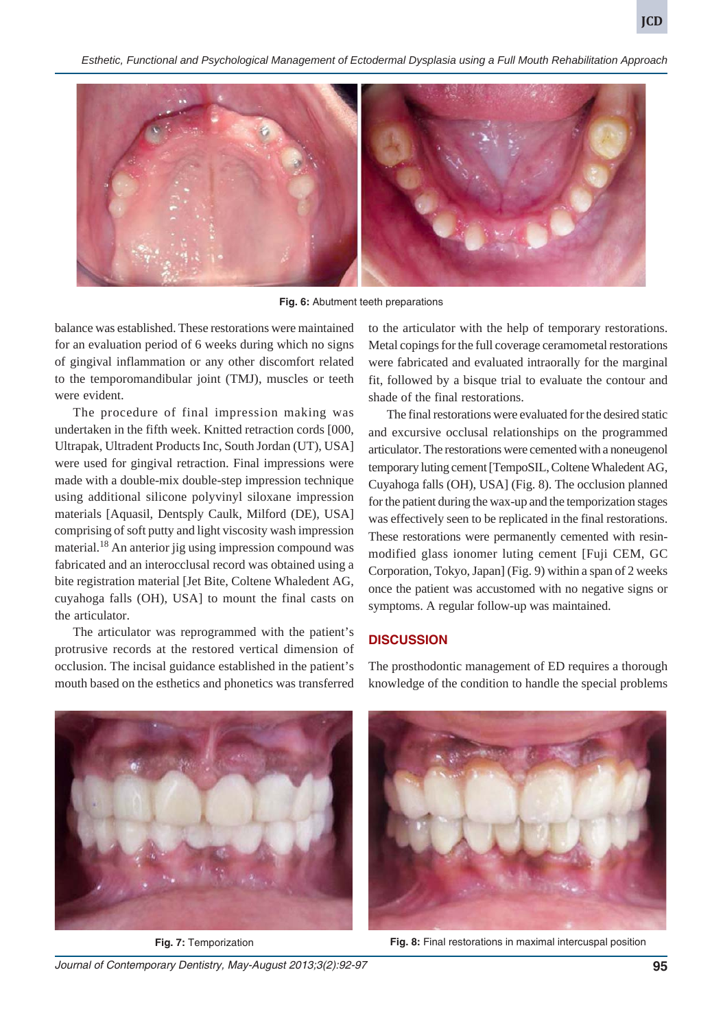Fig. 6: Abutment teeth preparations

balance was established. These restorations were maintained for an evaluation period of 6 weeks during which no signs of gingival inflammation or any other discomfort related to the temporomandibular joint (TMJ), muscles or teeth were evident.

The procedure of final impression making was undertaken in the fifth week. Knitted retraction cords [000, Ultrapak, Ultradent Products Inc, South Jordan (UT), USA] were used for gingival retraction. Final impressions were made with a double-mix double-step impression technique using additional silicone polyvinyl siloxane impression materials [Aquasil, Dentsply Caulk, Milford (DE), USA] comprising of soft putty and light viscosity wash impression material.[18] An anterior jig using impression compound was fabricated and an interocclusal record was obtained using a bite registration material [Jet Bite, Coltene Whaledent AG, cuyahoga falls (OH), USA] to mount the final casts on the articulator.

The articulator was reprogrammed with the patient's protrusive records at the restored vertical dimension of occlusion. The incisal guidance established in the patient's mouth based on the esthetics and phonetics was transferred to the articulator with the help of temporary restorations. Metal copings for the full coverage ceramometal restorations were fabricated and evaluated intraorally for the marginal fit, followed by a bisque trial to evaluate the contour and shade of the final restorations.

The final restorations were evaluated for the desired static and excursive occlusal relationships on the programmed articulator. The restorations were cemented with a noneugenol temporary luting cement [TempoSIL, Coltene Whaledent AG, Cuyahoga falls (OH), USA] (Fig. 8). The occlusion planned for the patient during the wax-up and the temporization stages was effectively seen to be replicated in the final restorations. These restorations were permanently cemented with resin-modified glass ionomer luting cement [Fuji CEM, GC Corporation, Tokyo, Japan] (Fig. 9) within a span of 2 weeks once the patient was accustomed with no negative signs or symptoms. A regular follow-up was maintained.

## DISCUSSION

The prosthodontic management of ED requires a thorough knowledge of the condition to handle the special problems

Fig. 7: Temporization

Fig. 8: Final restorations in maximal intercuspal position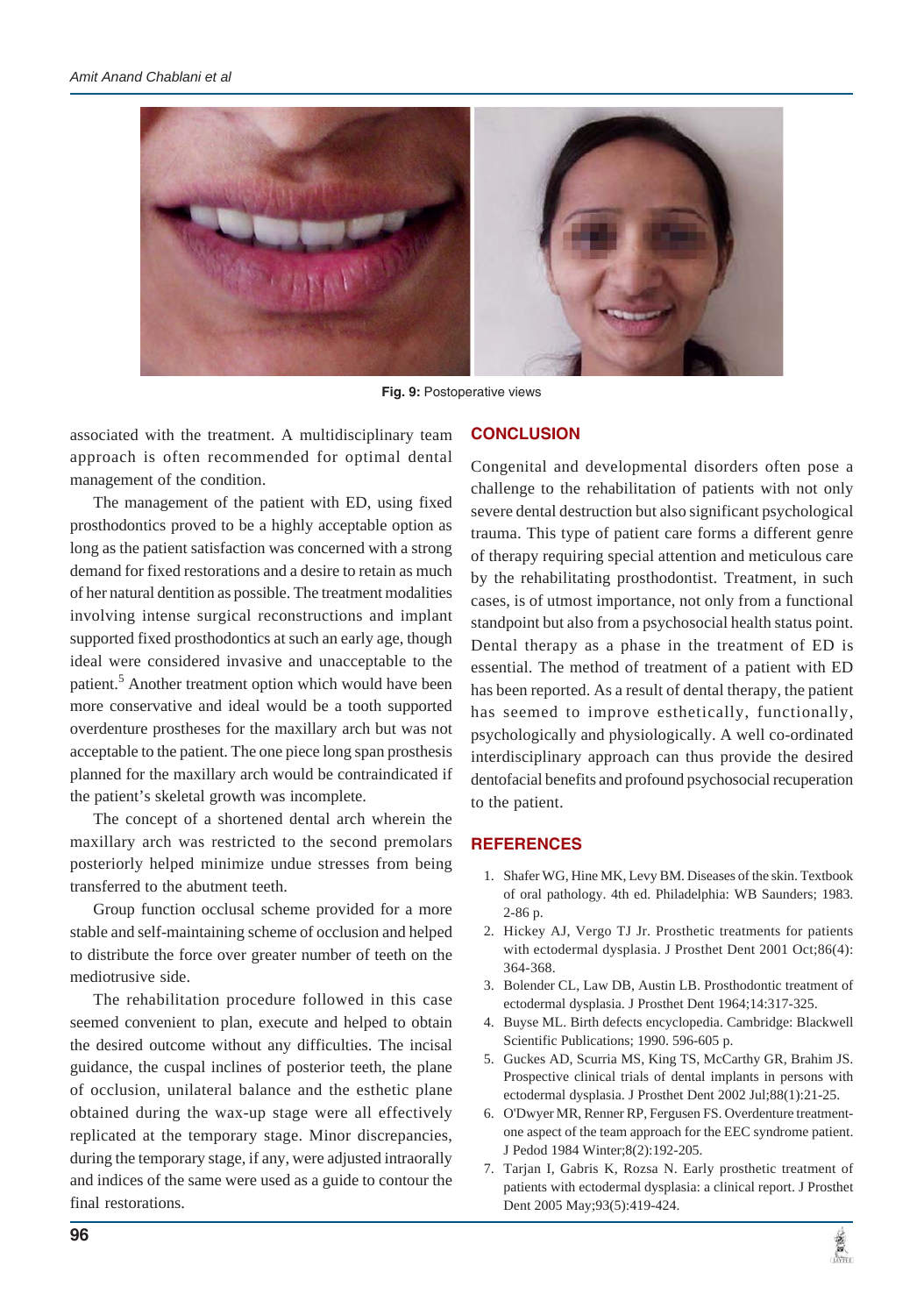Fig. 9: Postoperative views

associated with the treatment. A multidisciplinary team approach is often recommended for optimal dental management of the condition.

The management of the patient with ED, using fixed prosthodontics proved to be a highly acceptable option as long as the patient satisfaction was concerned with a strong demand for fixed restorations and a desire to retain as much of her natural dentition as possible. The treatment modalities involving intense surgical reconstructions and implant supported fixed prosthodontics at such an early age, though ideal were considered invasive and unacceptable to the patient.[5] Another treatment option which would have been more conservative and ideal would be a tooth supported overdenture prostheses for the maxillary arch but was not acceptable to the patient. The one piece long span prosthesis planned for the maxillary arch would be contraindicated if the patient's skeletal growth was incomplete.

The concept of a shortened dental arch wherein the maxillary arch was restricted to the second premolars posteriorly helped minimize undue stresses from being transferred to the abutment teeth.

Group function occlusal scheme provided for a more stable and self-maintaining scheme of occlusion and helped to distribute the force over greater number of teeth on the mediotrusive side.

The rehabilitation procedure followed in this case seemed convenient to plan, execute and helped to obtain the desired outcome without any difficulties. The incisal guidance, the cuspal inclines of posterior teeth, the plane of occlusion, unilateral balance and the esthetic plane obtained during the wax-up stage were all effectively replicated at the temporary stage. Minor discrepancies, during the temporary stage, if any, were adjusted intraorally and indices of the same were used as a guide to contour the final restorations.

## CONCLUSION

Congenital and developmental disorders often pose a challenge to the rehabilitation of patients with not only severe dental destruction but also significant psychological trauma. This type of patient care forms a different genre of therapy requiring special attention and meticulous care by the rehabilitating prosthodontist. Treatment, in such cases, is of utmost importance, not only from a functional standpoint but also from a psychosocial health status point. Dental therapy as a phase in the treatment of ED is essential. The method of treatment of a patient with ED has been reported. As a result of dental therapy, the patient has seemed to improve esthetically, functionally, psychologically and physiologically. A well co-ordinated interdisciplinary approach can thus provide the desired dentofacial benefits and profound psychosocial recuperation to the patient.

## REFERENCES

1. Shafer WG, Hine MK, Levy BM. Diseases of the skin. Textbook of oral pathology. 4th ed. Philadelphia: WB Saunders; 1983. 2-86 p.
2. Hickey AJ, Vergo TJ Jr. Prosthetic treatments for patients with ectodermal dysplasia. J Prosthet Dent 2001 Oct;86(4): 364-368.
3. Bolender CL, Law DB, Austin LB. Prosthodontic treatment of ectodermal dysplasia. J Prosthet Dent 1964;14:317-325.
4. Buyse ML. Birth defects encyclopedia. Cambridge: Blackwell Scientific Publications; 1990. 596-605 p.
5. Guckes AD, Scurria MS, King TS, McCarthy GR, Brahim JS. Prospective clinical trials of dental implants in persons with ectodermal dysplasia. J Prosthet Dent 2002 Jul;88(1):21-25.
6. O'Dwyer MR, Renner RP, Fergusen FS. Overdenture treatment-one aspect of the team approach for the EEC syndrome patient. J Pedod 1984 Winter;8(2):192-205.
7. Tarjan I, Gabris K, Rozsa N. Early prosthetic treatment of patients with ectodermal dysplasia: a clinical report. J Prosthet Dent 2005 May;93(5):419-424.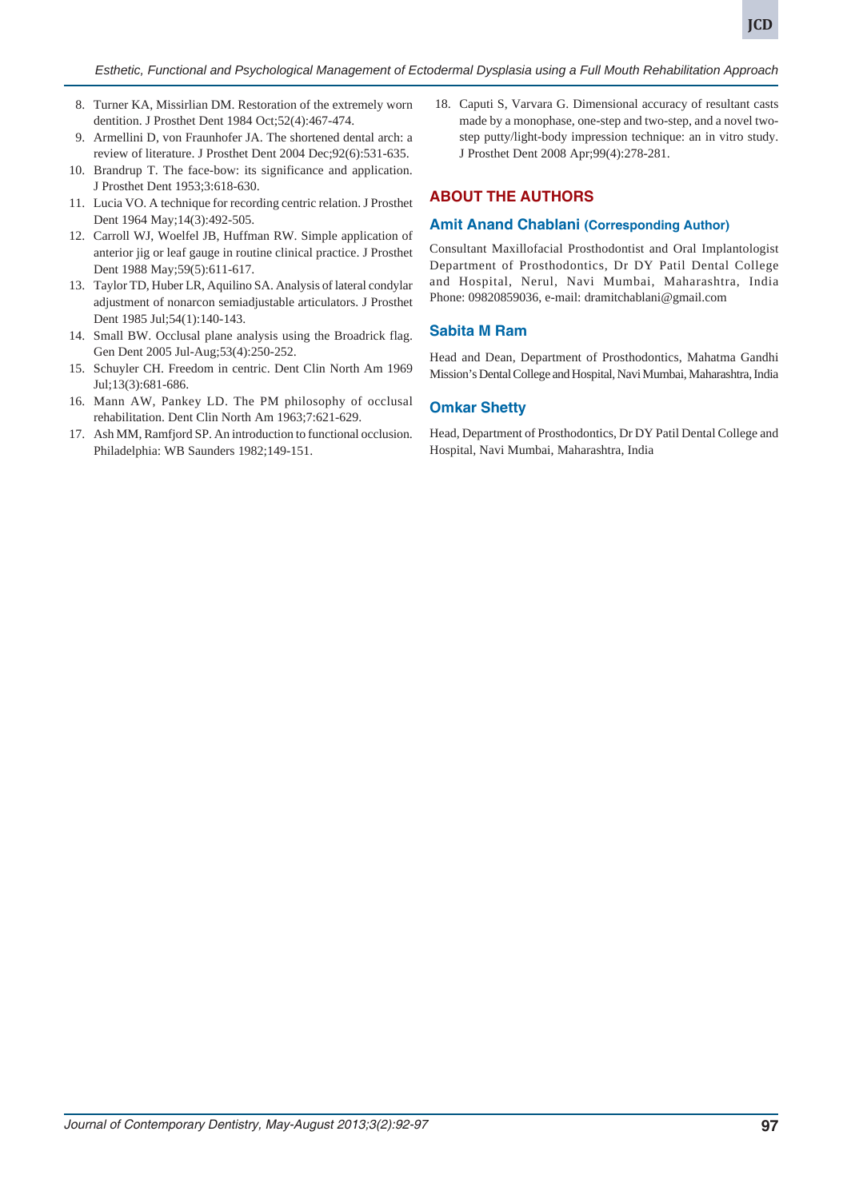8. Turner KA, Missirlian DM. Restoration of the extremely worn dentition. J Prosthet Dent 1984 Oct;52(4):467-474.
9. Armellini D, von Fraunhofer JA. The shortened dental arch: a review of literature. J Prosthet Dent 2004 Dec;92(6):531-635.
10. Brandrup T. The face-bow: its significance and application. J Prosthet Dent 1953;3:618-630.
11. Lucia VO. A technique for recording centric relation. J Prosthet Dent 1964 May;14(3):492-505.
12. Carroll WJ, Woelfel JB, Huffman RW. Simple application of anterior jig or leaf gauge in routine clinical practice. J Prosthet Dent 1988 May;59(5):611-617.
13. Taylor TD, Huber LR, Aquilino SA. Analysis of lateral condylar adjustment of nonarcon semiadjustable articulators. J Prosthet Dent 1985 Jul;54(1):140-143.
14. Small BW. Occlusal plane analysis using the Broadrick flag. Gen Dent 2005 Jul-Aug;53(4):250-252.
15. Schuyler CH. Freedom in centric. Dent Clin North Am 1969 Jul;13(3):681-686.
16. Mann AW, Pankey LD. The PM philosophy of occlusal rehabilitation. Dent Clin North Am 1963;7:621-629.
17. Ash MM, Ramfjord SP. An introduction to functional occlusion. Philadelphia: WB Saunders 1982;149-151.
18. Caputi S, Varvara G. Dimensional accuracy of resultant casts made by a monophase, one-step and two-step, and a novel two-step putty/light-body impression technique: an in vitro study. J Prosthet Dent 2008 Apr;99(4):278-281.

## ABOUT THE AUTHORS

### Amit Anand Chablani (Corresponding Author)

Consultant Maxillofacial Prosthodontist and Oral Implantologist Department of Prosthodontics, Dr DY Patil Dental College and Hospital, Nerul, Navi Mumbai, Maharashtra, India Phone: 09820859036, e-mail: dramitchablani@gmail.com

### Sabita M Ram

Head and Dean, Department of Prosthodontics, Mahatma Gandhi Mission's Dental College and Hospital, Navi Mumbai, Maharashtra, India

### Omkar Shetty

Head, Department of Prosthodontics, Dr DY Patil Dental College and Hospital, Navi Mumbai, Maharashtra, India